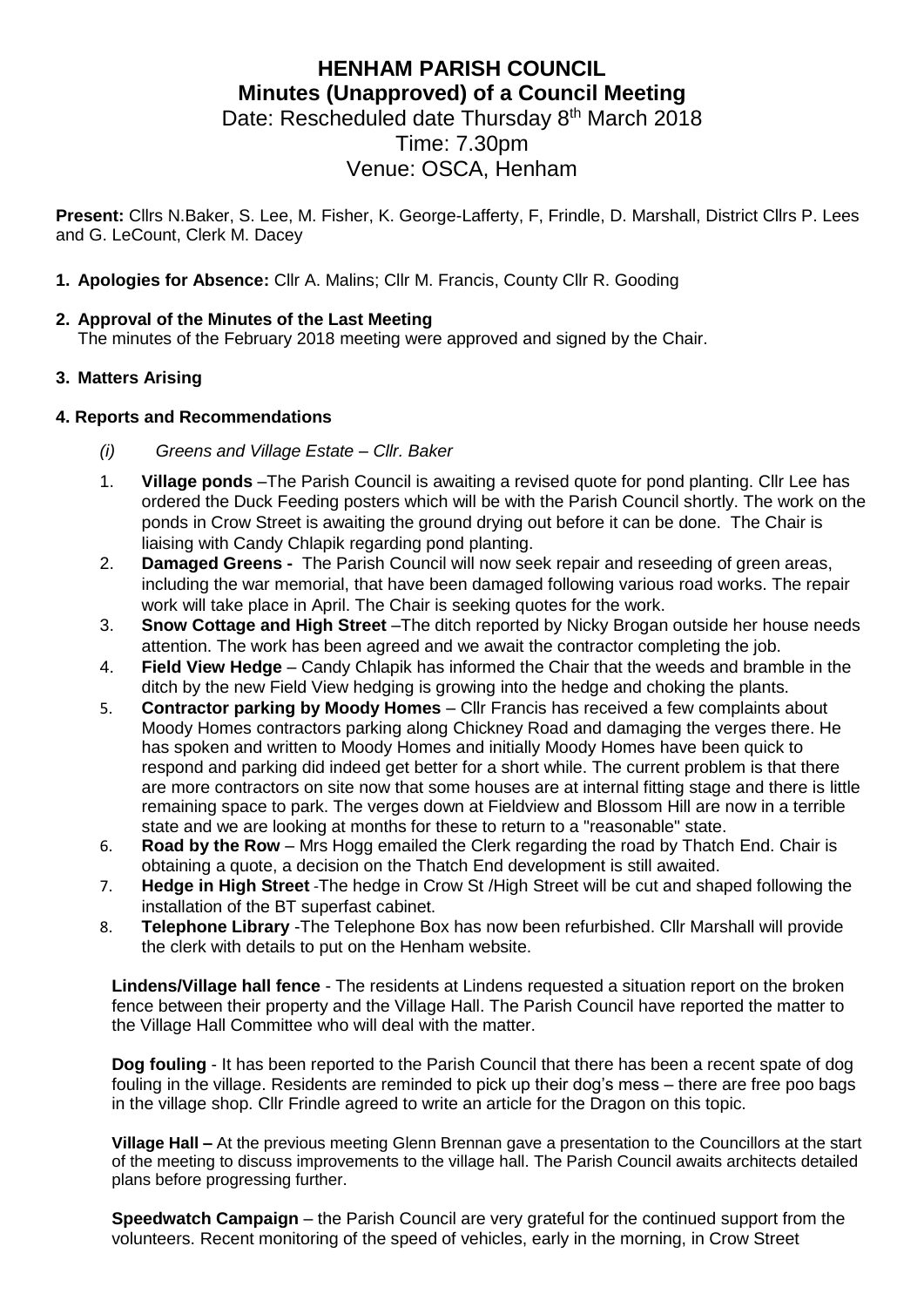# HENHAM PARISH COUNCIL
## Minutes (Unapproved) of a Council Meeting
Date: Rescheduled date Thursday 8th March 2018
Time: 7.30pm
Venue: OSCA, Henham

**Present:** Cllrs N.Baker, S. Lee, M. Fisher, K. George-Lafferty, F, Frindle, D. Marshall, District Cllrs P. Lees and G. LeCount, Clerk M. Dacey

**1. Apologies for Absence:** Cllr A. Malins; Cllr M. Francis, County Cllr R. Gooding

**2. Approval of the Minutes of the Last Meeting**
The minutes of the February 2018 meeting were approved and signed by the Chair.

**3. Matters Arising**

**4. Reports and Recommendations**

*(i) Greens and Village Estate – Cllr. Baker*

1. **Village ponds** –The Parish Council is awaiting a revised quote for pond planting. Cllr Lee has ordered the Duck Feeding posters which will be with the Parish Council shortly. The work on the ponds in Crow Street is awaiting the ground drying out before it can be done. The Chair is liaising with Candy Chlapik regarding pond planting.
2. **Damaged Greens -** The Parish Council will now seek repair and reseeding of green areas, including the war memorial, that have been damaged following various road works. The repair work will take place in April. The Chair is seeking quotes for the work.
3. **Snow Cottage and High Street** –The ditch reported by Nicky Brogan outside her house needs attention. The work has been agreed and we await the contractor completing the job.
4. **Field View Hedge** – Candy Chlapik has informed the Chair that the weeds and bramble in the ditch by the new Field View hedging is growing into the hedge and choking the plants.
5. **Contractor parking by Moody Homes** – Cllr Francis has received a few complaints about Moody Homes contractors parking along Chickney Road and damaging the verges there. He has spoken and written to Moody Homes and initially Moody Homes have been quick to respond and parking did indeed get better for a short while. The current problem is that there are more contractors on site now that some houses are at internal fitting stage and there is little remaining space to park. The verges down at Fieldview and Blossom Hill are now in a terrible state and we are looking at months for these to return to a "reasonable" state.
6. **Road by the Row** – Mrs Hogg emailed the Clerk regarding the road by Thatch End. Chair is obtaining a quote, a decision on the Thatch End development is still awaited.
7. **Hedge in High Street** -The hedge in Crow St /High Street will be cut and shaped following the installation of the BT superfast cabinet.
8. **Telephone Library** -The Telephone Box has now been refurbished. Cllr Marshall will provide the clerk with details to put on the Henham website.

**Lindens/Village hall fence** - The residents at Lindens requested a situation report on the broken fence between their property and the Village Hall. The Parish Council have reported the matter to the Village Hall Committee who will deal with the matter.

**Dog fouling** - It has been reported to the Parish Council that there has been a recent spate of dog fouling in the village. Residents are reminded to pick up their dog's mess – there are free poo bags in the village shop. Cllr Frindle agreed to write an article for the Dragon on this topic.

**Village Hall –** At the previous meeting Glenn Brennan gave a presentation to the Councillors at the start of the meeting to discuss improvements to the village hall. The Parish Council awaits architects detailed plans before progressing further.

**Speedwatch Campaign** – the Parish Council are very grateful for the continued support from the volunteers. Recent monitoring of the speed of vehicles, early in the morning, in Crow Street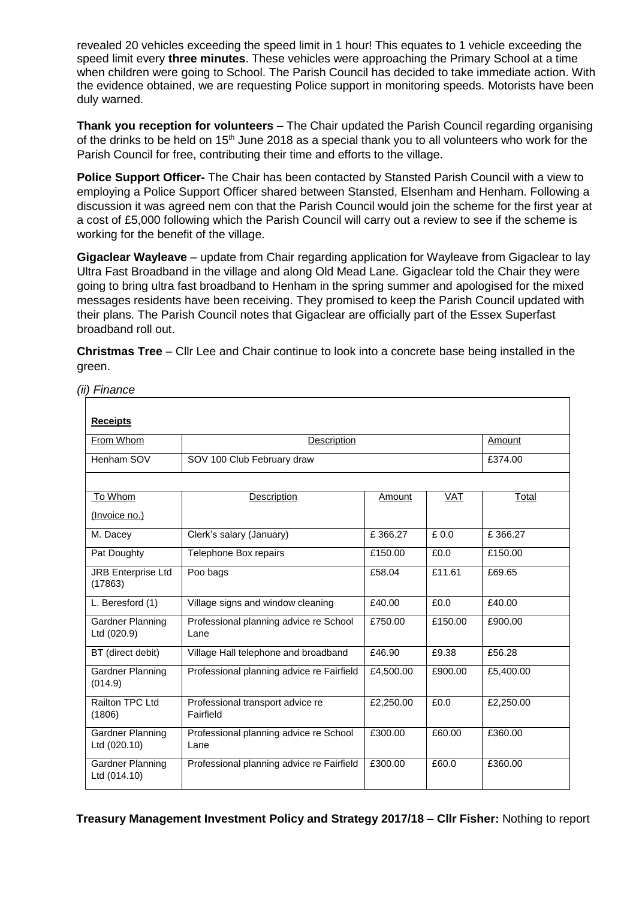revealed 20 vehicles exceeding the speed limit in 1 hour! This equates to 1 vehicle exceeding the speed limit every **three minutes**. These vehicles were approaching the Primary School at a time when children were going to School. The Parish Council has decided to take immediate action. With the evidence obtained, we are requesting Police support in monitoring speeds. Motorists have been duly warned.

**Thank you reception for volunteers –** The Chair updated the Parish Council regarding organising of the drinks to be held on 15th June 2018 as a special thank you to all volunteers who work for the Parish Council for free, contributing their time and efforts to the village.

**Police Support Officer-** The Chair has been contacted by Stansted Parish Council with a view to employing a Police Support Officer shared between Stansted, Elsenham and Henham. Following a discussion it was agreed nem con that the Parish Council would join the scheme for the first year at a cost of £5,000 following which the Parish Council will carry out a review to see if the scheme is working for the benefit of the village.

**Gigaclear Wayleave** – update from Chair regarding application for Wayleave from Gigaclear to lay Ultra Fast Broadband in the village and along Old Mead Lane. Gigaclear told the Chair they were going to bring ultra fast broadband to Henham in the spring summer and apologised for the mixed messages residents have been receiving. They promised to keep the Parish Council updated with their plans. The Parish Council notes that Gigaclear are officially part of the Essex Superfast broadband roll out.

**Christmas Tree** – Cllr Lee and Chair continue to look into a concrete base being installed in the green.

*(ii) Finance*

**Receipts**

| From Whom | Description | Amount |
|---|---|---|
| Henham SOV | SOV 100 Club February draw | £374.00 |

| To Whom (Invoice no.) | Description | Amount | VAT | Total |
|---|---|---|---|---|
| M. Dacey | Clerk's salary (January) | £ 366.27 | £ 0.0 | £ 366.27 |
| Pat Doughty | Telephone Box repairs | £150.00 | £0.0 | £150.00 |
| JRB Enterprise Ltd (17863) | Poo bags | £58.04 | £11.61 | £69.65 |
| L. Beresford (1) | Village signs and window cleaning | £40.00 | £0.0 | £40.00 |
| Gardner Planning Ltd (020.9) | Professional planning advice re School Lane | £750.00 | £150.00 | £900.00 |
| BT (direct debit) | Village Hall telephone and broadband | £46.90 | £9.38 | £56.28 |
| Gardner Planning (014.9) | Professional planning advice re Fairfield | £4,500.00 | £900.00 | £5,400.00 |
| Railton TPC Ltd (1806) | Professional transport advice re Fairfield | £2,250.00 | £0.0 | £2,250.00 |
| Gardner Planning Ltd (020.10) | Professional planning advice re School Lane | £300.00 | £60.00 | £360.00 |
| Gardner Planning Ltd (014.10) | Professional planning advice re Fairfield | £300.00 | £60.0 | £360.00 |

**Treasury Management Investment Policy and Strategy 2017/18 – Cllr Fisher:** Nothing to report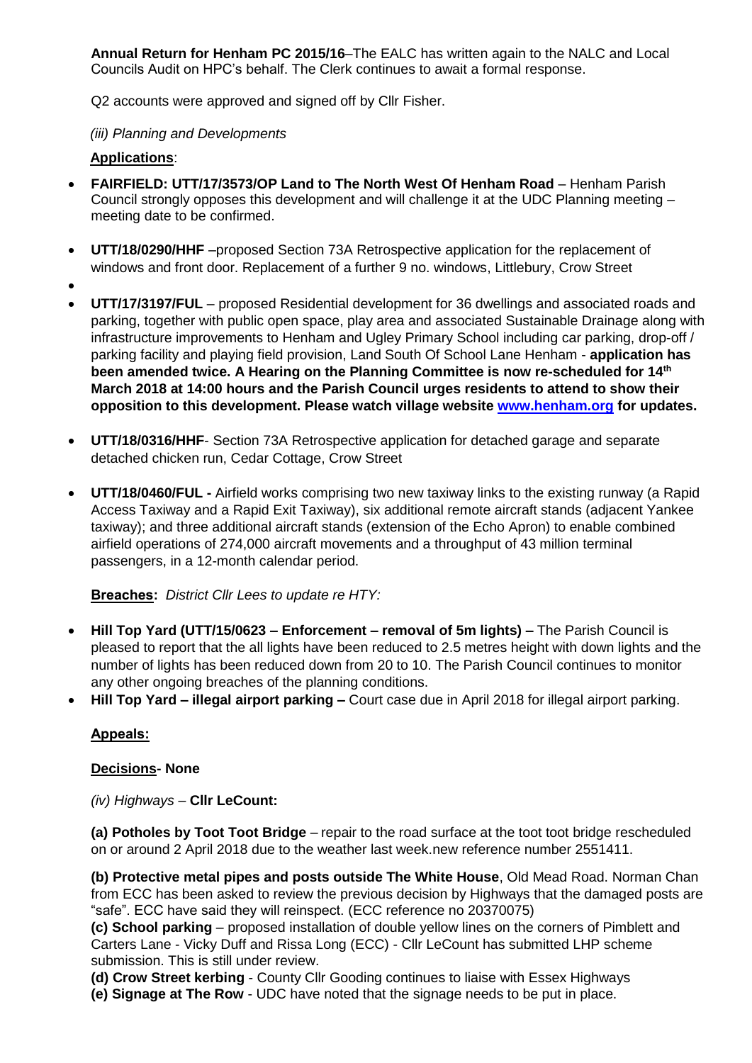**Annual Return for Henham PC 2015/16**–The EALC has written again to the NALC and Local Councils Audit on HPC's behalf. The Clerk continues to await a formal response.

Q2 accounts were approved and signed off by Cllr Fisher.

*(iii) Planning and Developments*

**Applications**:

- **FAIRFIELD: UTT/17/3573/OP Land to The North West Of Henham Road** – Henham Parish Council strongly opposes this development and will challenge it at the UDC Planning meeting – meeting date to be confirmed.
- **UTT/18/0290/HHF** –proposed Section 73A Retrospective application for the replacement of windows and front door. Replacement of a further 9 no. windows, Littlebury, Crow Street
- 
- **UTT/17/3197/FUL** – proposed Residential development for 36 dwellings and associated roads and parking, together with public open space, play area and associated Sustainable Drainage along with infrastructure improvements to Henham and Ugley Primary School including car parking, drop-off / parking facility and playing field provision, Land South Of School Lane Henham - **application has been amended twice. A Hearing on the Planning Committee is now re-scheduled for 14th March 2018 at 14:00 hours and the Parish Council urges residents to attend to show their opposition to this development. Please watch village website www.henham.org for updates.**
- **UTT/18/0316/HHF**- Section 73A Retrospective application for detached garage and separate detached chicken run, Cedar Cottage, Crow Street
- **UTT/18/0460/FUL -** Airfield works comprising two new taxiway links to the existing runway (a Rapid Access Taxiway and a Rapid Exit Taxiway), six additional remote aircraft stands (adjacent Yankee taxiway); and three additional aircraft stands (extension of the Echo Apron) to enable combined airfield operations of 274,000 aircraft movements and a throughput of 43 million terminal passengers, in a 12-month calendar period.

**Breaches:** *District Cllr Lees to update re HTY:*

- **Hill Top Yard (UTT/15/0623 – Enforcement – removal of 5m lights) –** The Parish Council is pleased to report that the all lights have been reduced to 2.5 metres height with down lights and the number of lights has been reduced down from 20 to 10. The Parish Council continues to monitor any other ongoing breaches of the planning conditions.
- **Hill Top Yard – illegal airport parking –** Court case due in April 2018 for illegal airport parking.

**Appeals:**

**Decisions- None**

*(iv) Highways –* **Cllr LeCount:**

**(a) Potholes by Toot Toot Bridge** – repair to the road surface at the toot toot bridge rescheduled on or around 2 April 2018 due to the weather last week.new reference number 2551411.

**(b) Protective metal pipes and posts outside The White House**, Old Mead Road. Norman Chan from ECC has been asked to review the previous decision by Highways that the damaged posts are "safe". ECC have said they will reinspect. (ECC reference no 20370075)

**(c) School parking** – proposed installation of double yellow lines on the corners of Pimblett and Carters Lane - Vicky Duff and Rissa Long (ECC) - Cllr LeCount has submitted LHP scheme submission. This is still under review.

**(d) Crow Street kerbing** - County Cllr Gooding continues to liaise with Essex Highways

**(e) Signage at The Row** - UDC have noted that the signage needs to be put in place.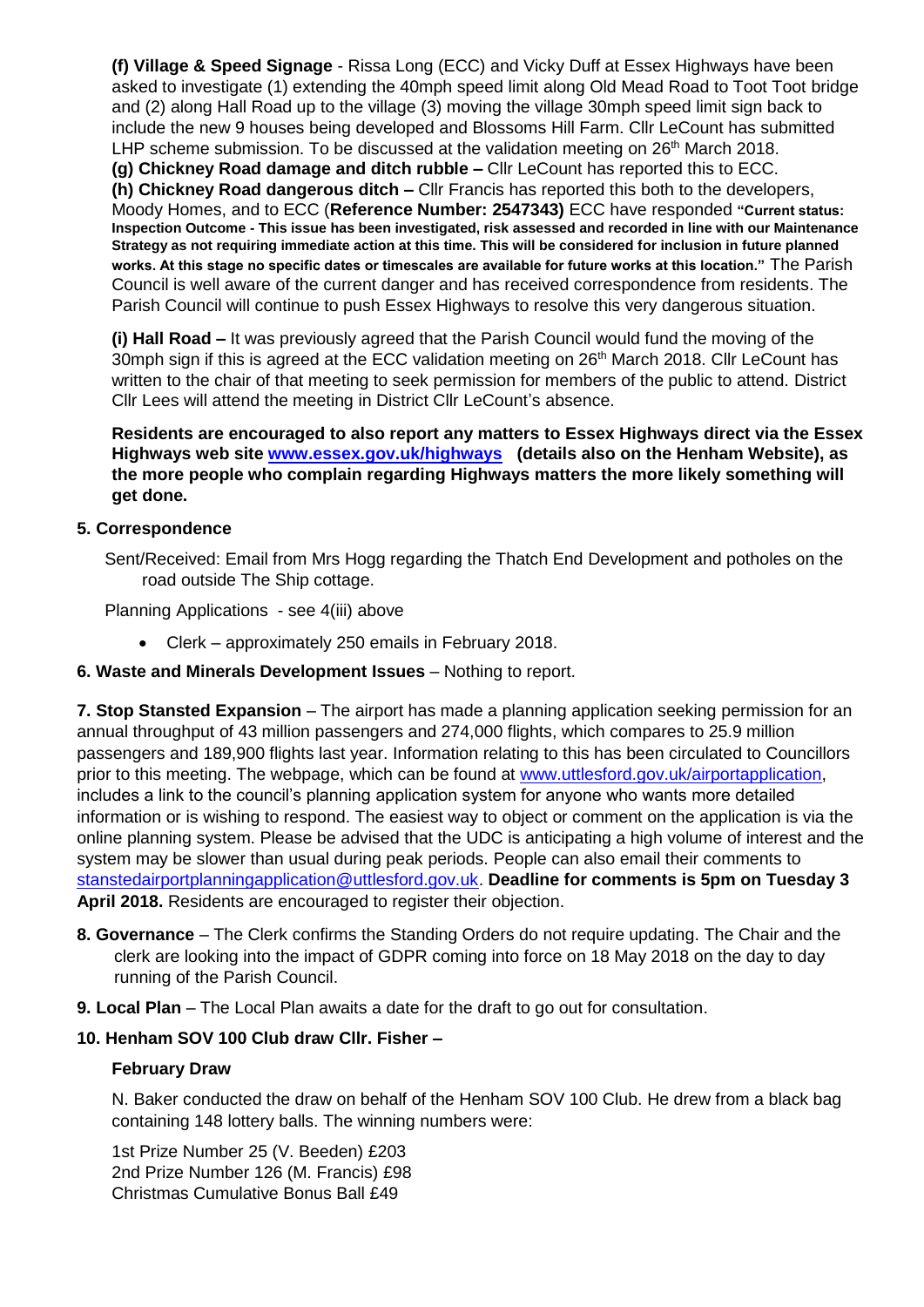**(f) Village & Speed Signage** - Rissa Long (ECC) and Vicky Duff at Essex Highways have been asked to investigate (1) extending the 40mph speed limit along Old Mead Road to Toot Toot bridge and (2) along Hall Road up to the village (3) moving the village 30mph speed limit sign back to include the new 9 houses being developed and Blossoms Hill Farm. Cllr LeCount has submitted LHP scheme submission. To be discussed at the validation meeting on 26th March 2018.

**(g) Chickney Road damage and ditch rubble –** Cllr LeCount has reported this to ECC.

**(h) Chickney Road dangerous ditch –** Cllr Francis has reported this both to the developers, Moody Homes, and to ECC (**Reference Number: 2547343)** ECC have responded **"Current status: Inspection Outcome - This issue has been investigated, risk assessed and recorded in line with our Maintenance Strategy as not requiring immediate action at this time. This will be considered for inclusion in future planned works. At this stage no specific dates or timescales are available for future works at this location."** The Parish Council is well aware of the current danger and has received correspondence from residents. The Parish Council will continue to push Essex Highways to resolve this very dangerous situation.

**(i) Hall Road –** It was previously agreed that the Parish Council would fund the moving of the 30mph sign if this is agreed at the ECC validation meeting on 26th March 2018. Cllr LeCount has written to the chair of that meeting to seek permission for members of the public to attend. District Cllr Lees will attend the meeting in District Cllr LeCount's absence.

**Residents are encouraged to also report any matters to Essex Highways direct via the Essex Highways web site www.essex.gov.uk/highways (details also on the Henham Website), as the more people who complain regarding Highways matters the more likely something will get done.**

**5. Correspondence**

Sent/Received: Email from Mrs Hogg regarding the Thatch End Development and potholes on the road outside The Ship cottage.

Planning Applications - see 4(iii) above

- Clerk – approximately 250 emails in February 2018.

**6. Waste and Minerals Development Issues** – Nothing to report.

**7. Stop Stansted Expansion** – The airport has made a planning application seeking permission for an annual throughput of 43 million passengers and 274,000 flights, which compares to 25.9 million passengers and 189,900 flights last year. Information relating to this has been circulated to Councillors prior to this meeting. The webpage, which can be found at www.uttlesford.gov.uk/airportapplication, includes a link to the council's planning application system for anyone who wants more detailed information or is wishing to respond. The easiest way to object or comment on the application is via the online planning system. Please be advised that the UDC is anticipating a high volume of interest and the system may be slower than usual during peak periods. People can also email their comments to stanstedairportplanningapplication@uttlesford.gov.uk. **Deadline for comments is 5pm on Tuesday 3 April 2018.** Residents are encouraged to register their objection.

**8. Governance** – The Clerk confirms the Standing Orders do not require updating. The Chair and the clerk are looking into the impact of GDPR coming into force on 18 May 2018 on the day to day running of the Parish Council.

**9. Local Plan** – The Local Plan awaits a date for the draft to go out for consultation.

**10. Henham SOV 100 Club draw Cllr. Fisher –**

**February Draw**

N. Baker conducted the draw on behalf of the Henham SOV 100 Club. He drew from a black bag containing 148 lottery balls. The winning numbers were:

1st Prize Number 25 (V. Beeden) £203
2nd Prize Number 126 (M. Francis) £98
Christmas Cumulative Bonus Ball £49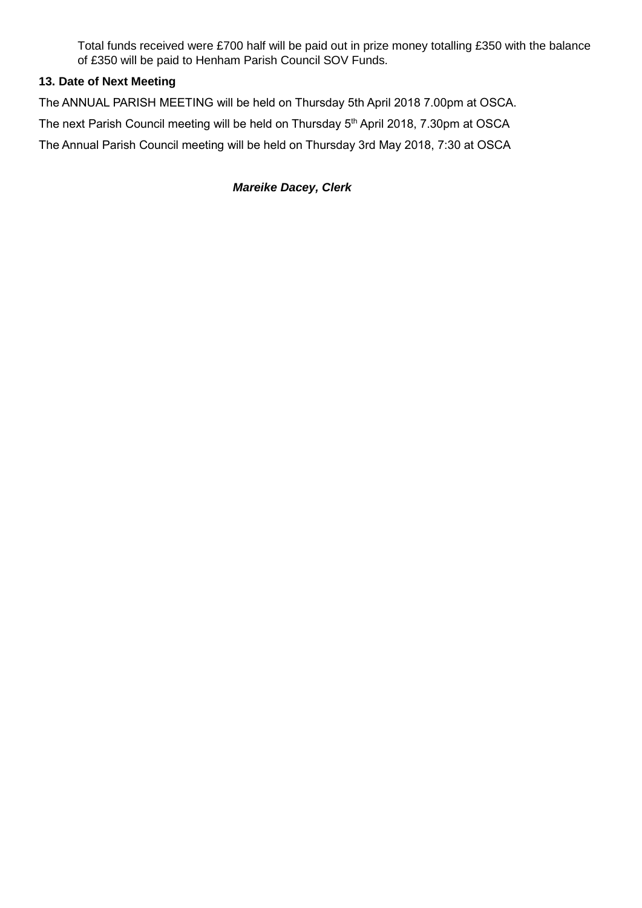Total funds received were £700 half will be paid out in prize money totalling £350 with the balance of £350 will be paid to Henham Parish Council SOV Funds.

**13. Date of Next Meeting**

The ANNUAL PARISH MEETING will be held on Thursday 5th April 2018 7.00pm at OSCA.

The next Parish Council meeting will be held on Thursday 5th April 2018, 7.30pm at OSCA

The Annual Parish Council meeting will be held on Thursday 3rd May 2018, 7:30 at OSCA

***Mareike Dacey, Clerk***